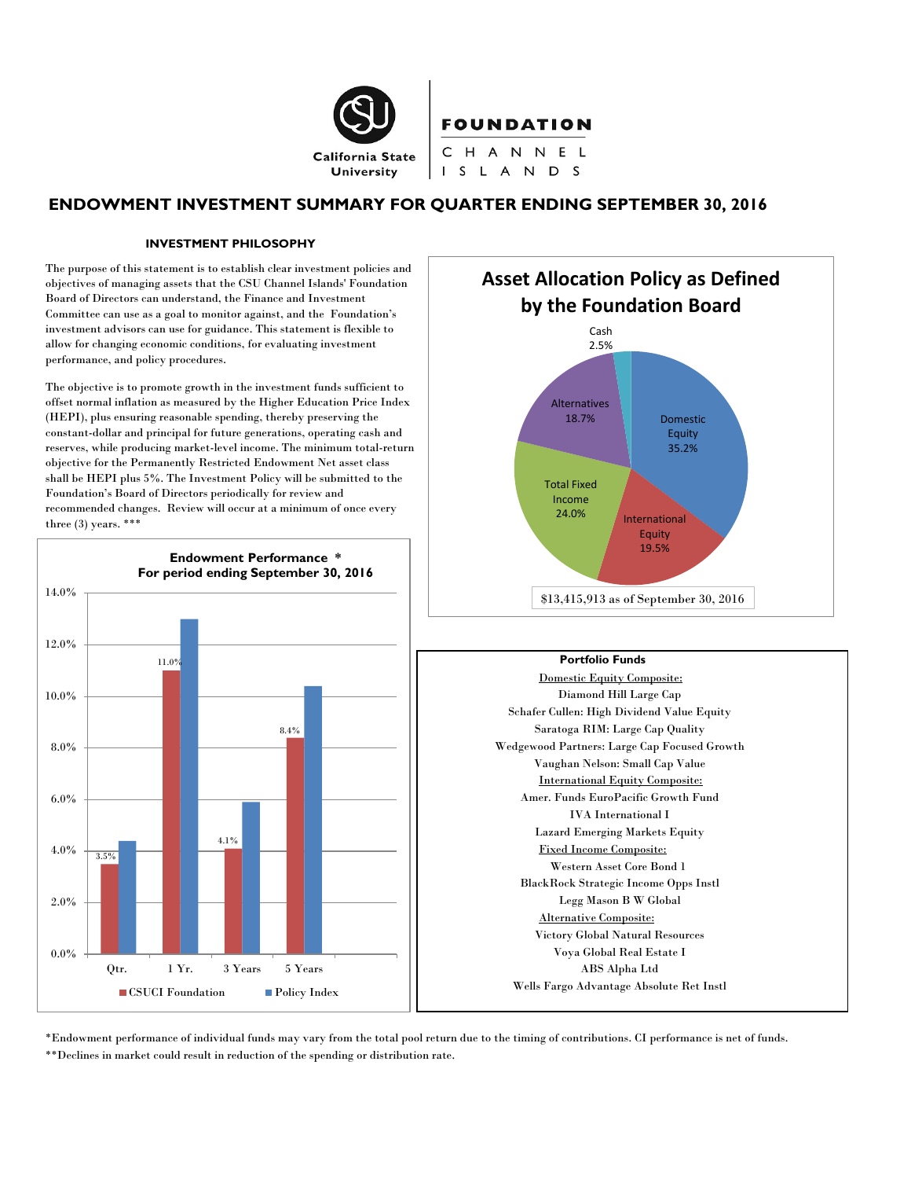California State University

FOUNDATION
CHANNEL ISLANDS

# ENDOWMENT INVESTMENT SUMMARY FOR QUARTER ENDING SEPTEMBER 30, 2016

## INVESTMENT PHILOSOPHY

The purpose of this statement is to establish clear investment policies and objectives of managing assets that the CSU Channel Islands' Foundation Board of Directors can understand, the Finance and Investment Committee can use as a goal to monitor against, and the Foundation's investment advisors can use for guidance. This statement is flexible to allow for changing economic conditions, for evaluating investment performance, and policy procedures.

The objective is to promote growth in the investment funds sufficient to offset normal inflation as measured by the Higher Education Price Index (HEPI), plus ensuring reasonable spending, thereby preserving the constant-dollar and principal for future generations, operating cash and reserves, while producing market-level income. The minimum total-return objective for the Permanently Restricted Endowment Net asset class shall be HEPI plus 5%. The Investment Policy will be submitted to the Foundation's Board of Directors periodically for review and recommended changes. Review will occur at a minimum of once every three (3) years. ***

### Endowment Performance *
### For period ending September 30, 2016

| Period | CSUCI Foundation | Policy Index |
|---|---|---|
| Qtr. | 3.5% | |
| 1 Yr. | 11.0% | |
| 3 Years | 4.1% | |
| 5 Years | 8.4% | |

### Asset Allocation Policy as Defined by the Foundation Board

| Asset Class | Allocation |
|---|---|
| Domestic Equity | 35.2% |
| International Equity | 19.5% |
| Total Fixed Income | 24.0% |
| Alternatives | 18.7% |
| Cash | 2.5% |

$13,415,913 as of September 30, 2016

### Portfolio Funds

Domestic Equity Composite:
- Diamond Hill Large Cap
- Schafer Cullen: High Dividend Value Equity
- Saratoga RIM: Large Cap Quality
- Wedgewood Partners: Large Cap Focused Growth
- Vaughan Nelson: Small Cap Value

International Equity Composite:
- Amer. Funds EuroPacific Growth Fund
- IVA International I
- Lazard Emerging Markets Equity

Fixed Income Composite:
- Western Asset Core Bond 1
- BlackRock Strategic Income Opps Instl
- Legg Mason B W Global

Alternative Composite:
- Victory Global Natural Resources
- Voya Global Real Estate I
- ABS Alpha Ltd
- Wells Fargo Advantage Absolute Ret Instl

*Endowment performance of individual funds may vary from the total pool return due to the timing of contributions. CI performance is net of funds.

**Declines in market could result in reduction of the spending or distribution rate.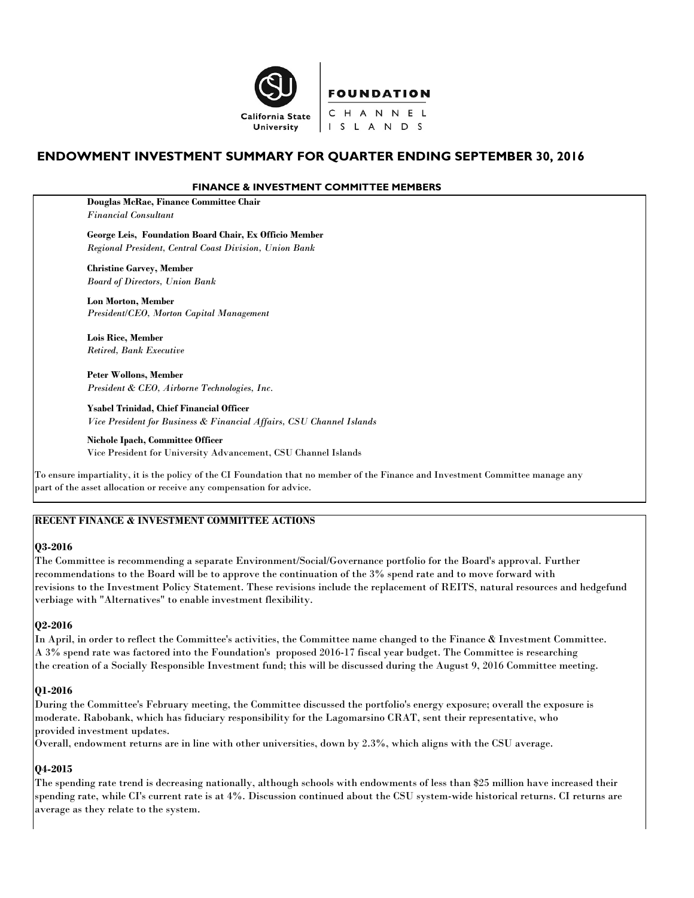# ENDOWMENT INVESTMENT SUMMARY FOR QUARTER ENDING SEPTEMBER 30, 2016

## FINANCE & INVESTMENT COMMITTEE MEMBERS

**Douglas McRae, Finance Committee Chair**
*Financial Consultant*

**George Leis, Foundation Board Chair, Ex Officio Member**
*Regional President, Central Coast Division, Union Bank*

**Christine Garvey, Member**
*Board of Directors, Union Bank*

**Lon Morton, Member**
*President/CEO, Morton Capital Management*

**Lois Rice, Member**
*Retired, Bank Executive*

**Peter Wollons, Member**
*President & CEO, Airborne Technologies, Inc.*

**Ysabel Trinidad, Chief Financial Officer**
*Vice President for Business & Financial Affairs, CSU Channel Islands*

**Nichole Ipach, Committee Officer**
Vice President for University Advancement, CSU Channel Islands

To ensure impartiality, it is the policy of the CI Foundation that no member of the Finance and Investment Committee manage any part of the asset allocation or receive any compensation for advice.

## RECENT FINANCE & INVESTMENT COMMITTEE ACTIONS

### Q3-2016

The Committee is recommending a separate Environment/Social/Governance portfolio for the Board's approval. Further recommendations to the Board will be to approve the continuation of the 3% spend rate and to move forward with revisions to the Investment Policy Statement. These revisions include the replacement of REITS, natural resources and hedgefund verbiage with "Alternatives" to enable investment flexibility.

### Q2-2016

In April, in order to reflect the Committee's activities, the Committee name changed to the Finance & Investment Committee. A 3% spend rate was factored into the Foundation's proposed 2016-17 fiscal year budget. The Committee is researching the creation of a Socially Responsible Investment fund; this will be discussed during the August 9, 2016 Committee meeting.

### Q1-2016

During the Committee's February meeting, the Committee discussed the portfolio's energy exposure; overall the exposure is moderate. Rabobank, which has fiduciary responsibility for the Lagomarsino CRAT, sent their representative, who provided investment updates.

Overall, endowment returns are in line with other universities, down by 2.3%, which aligns with the CSU average.

### Q4-2015

The spending rate trend is decreasing nationally, although schools with endowments of less than $25 million have increased their spending rate, while CI's current rate is at 4%. Discussion continued about the CSU system-wide historical returns. CI returns are average as they relate to the system.